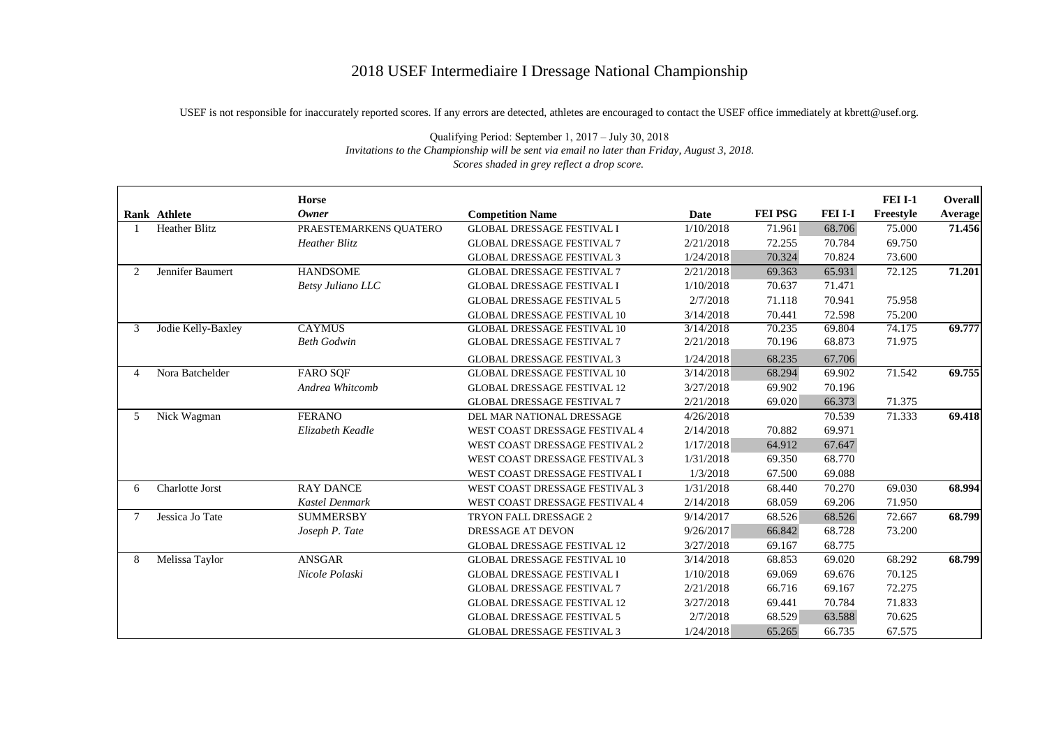# 2018 USEF Intermediaire I Dressage National Championship

USEF is not responsible for inaccurately reported scores. If any errors are detected, athletes are encouraged to contact the USEF office immediately at kbrett@usef.org.

Qualifying Period: September 1, 2017 – July 30, 2018

*Invitations to the Championship will be sent via email no later than Friday, August 3, 2018.*

*Scores shaded in grey reflect a drop score.*

| Rank | Athlete | Horse / *Owner* | Competition Name | Date | FEI PSG | FEI I-I | FEI I-1 Freestyle | Overall Average |
|---|---|---|---|---|---|---|---|---|
| 1 | Heather Blitz | PRAESTEMARKENS QUATERO | GLOBAL DRESSAGE FESTIVAL I | 1/10/2018 | 71.961 | 68.706 | 75.000 | **71.456** |
| | | *Heather Blitz* | GLOBAL DRESSAGE FESTIVAL 7 | 2/21/2018 | 72.255 | 70.784 | 69.750 | |
| | | | GLOBAL DRESSAGE FESTIVAL 3 | 1/24/2018 | 70.324 | 70.824 | 73.600 | |
| 2 | Jennifer Baumert | HANDSOME | GLOBAL DRESSAGE FESTIVAL 7 | 2/21/2018 | 69.363 | 65.931 | 72.125 | **71.201** |
| | | *Betsy Juliano LLC* | GLOBAL DRESSAGE FESTIVAL I | 1/10/2018 | 70.637 | 71.471 | | |
| | | | GLOBAL DRESSAGE FESTIVAL 5 | 2/7/2018 | 71.118 | 70.941 | 75.958 | |
| | | | GLOBAL DRESSAGE FESTIVAL 10 | 3/14/2018 | 70.441 | 72.598 | 75.200 | |
| 3 | Jodie Kelly-Baxley | CAYMUS | GLOBAL DRESSAGE FESTIVAL 10 | 3/14/2018 | 70.235 | 69.804 | 74.175 | **69.777** |
| | | *Beth Godwin* | GLOBAL DRESSAGE FESTIVAL 7 | 2/21/2018 | 70.196 | 68.873 | 71.975 | |
| | | | GLOBAL DRESSAGE FESTIVAL 3 | 1/24/2018 | 68.235 | 67.706 | | |
| 4 | Nora Batchelder | FARO SQF | GLOBAL DRESSAGE FESTIVAL 10 | 3/14/2018 | 68.294 | 69.902 | 71.542 | **69.755** |
| | | *Andrea Whitcomb* | GLOBAL DRESSAGE FESTIVAL 12 | 3/27/2018 | 69.902 | 70.196 | | |
| | | | GLOBAL DRESSAGE FESTIVAL 7 | 2/21/2018 | 69.020 | 66.373 | 71.375 | |
| 5 | Nick Wagman | FERANO | DEL MAR NATIONAL DRESSAGE | 4/26/2018 | | 70.539 | 71.333 | **69.418** |
| | | *Elizabeth Keadle* | WEST COAST DRESSAGE FESTIVAL 4 | 2/14/2018 | 70.882 | 69.971 | | |
| | | | WEST COAST DRESSAGE FESTIVAL 2 | 1/17/2018 | 64.912 | 67.647 | | |
| | | | WEST COAST DRESSAGE FESTIVAL 3 | 1/31/2018 | 69.350 | 68.770 | | |
| | | | WEST COAST DRESSAGE FESTIVAL I | 1/3/2018 | 67.500 | 69.088 | | |
| 6 | Charlotte Jorst | RAY DANCE | WEST COAST DRESSAGE FESTIVAL 3 | 1/31/2018 | 68.440 | 70.270 | 69.030 | **68.994** |
| | | *Kastel Denmark* | WEST COAST DRESSAGE FESTIVAL 4 | 2/14/2018 | 68.059 | 69.206 | 71.950 | |
| 7 | Jessica Jo Tate | SUMMERSBY | TRYON FALL DRESSAGE 2 | 9/14/2017 | 68.526 | 68.526 | 72.667 | **68.799** |
| | | *Joseph P. Tate* | DRESSAGE AT DEVON | 9/26/2017 | 66.842 | 68.728 | 73.200 | |
| | | | GLOBAL DRESSAGE FESTIVAL 12 | 3/27/2018 | 69.167 | 68.775 | | |
| 8 | Melissa Taylor | ANSGAR | GLOBAL DRESSAGE FESTIVAL 10 | 3/14/2018 | 68.853 | 69.020 | 68.292 | **68.799** |
| | | *Nicole Polaski* | GLOBAL DRESSAGE FESTIVAL I | 1/10/2018 | 69.069 | 69.676 | 70.125 | |
| | | | GLOBAL DRESSAGE FESTIVAL 7 | 2/21/2018 | 66.716 | 69.167 | 72.275 | |
| | | | GLOBAL DRESSAGE FESTIVAL 12 | 3/27/2018 | 69.441 | 70.784 | 71.833 | |
| | | | GLOBAL DRESSAGE FESTIVAL 5 | 2/7/2018 | 68.529 | 63.588 | 70.625 | |
| | | | GLOBAL DRESSAGE FESTIVAL 3 | 1/24/2018 | 65.265 | 66.735 | 67.575 | |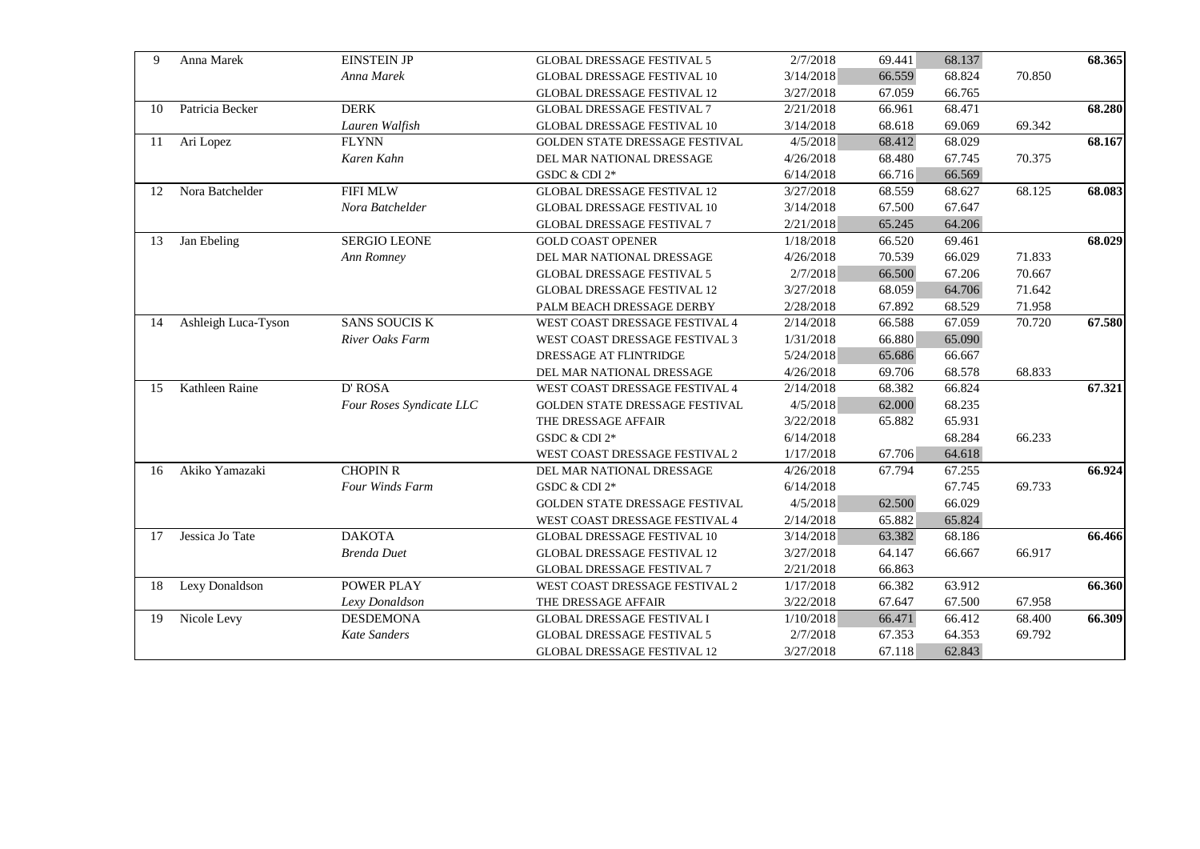| | | | | | | | | |
|---|---|---|---|---|---|---|---|---|
| 9 | Anna Marek | EINSTEIN JP | GLOBAL DRESSAGE FESTIVAL 5 | 2/7/2018 | 69.441 | 68.137 | | 68.365 |
| | | *Anna Marek* | GLOBAL DRESSAGE FESTIVAL 10 | 3/14/2018 | 66.559 | 68.824 | 70.850 | |
| | | | GLOBAL DRESSAGE FESTIVAL 12 | 3/27/2018 | 67.059 | 66.765 | | |
| 10 | Patricia Becker | DERK | GLOBAL DRESSAGE FESTIVAL 7 | 2/21/2018 | 66.961 | 68.471 | | 68.280 |
| | | *Lauren Walfish* | GLOBAL DRESSAGE FESTIVAL 10 | 3/14/2018 | 68.618 | 69.069 | 69.342 | |
| 11 | Ari Lopez | FLYNN | GOLDEN STATE DRESSAGE FESTIVAL | 4/5/2018 | 68.412 | 68.029 | | 68.167 |
| | | *Karen Kahn* | DEL MAR NATIONAL DRESSAGE | 4/26/2018 | 68.480 | 67.745 | 70.375 | |
| | | | GSDC & CDI 2* | 6/14/2018 | 66.716 | 66.569 | | |
| 12 | Nora Batchelder | FIFI MLW | GLOBAL DRESSAGE FESTIVAL 12 | 3/27/2018 | 68.559 | 68.627 | 68.125 | 68.083 |
| | | *Nora Batchelder* | GLOBAL DRESSAGE FESTIVAL 10 | 3/14/2018 | 67.500 | 67.647 | | |
| | | | GLOBAL DRESSAGE FESTIVAL 7 | 2/21/2018 | 65.245 | 64.206 | | |
| 13 | Jan Ebeling | SERGIO LEONE | GOLD COAST OPENER | 1/18/2018 | 66.520 | 69.461 | | 68.029 |
| | | *Ann Romney* | DEL MAR NATIONAL DRESSAGE | 4/26/2018 | 70.539 | 66.029 | 71.833 | |
| | | | GLOBAL DRESSAGE FESTIVAL 5 | 2/7/2018 | 66.500 | 67.206 | 70.667 | |
| | | | GLOBAL DRESSAGE FESTIVAL 12 | 3/27/2018 | 68.059 | 64.706 | 71.642 | |
| | | | PALM BEACH DRESSAGE DERBY | 2/28/2018 | 67.892 | 68.529 | 71.958 | |
| 14 | Ashleigh Luca-Tyson | SANS SOUCIS K | WEST COAST DRESSAGE FESTIVAL 4 | 2/14/2018 | 66.588 | 67.059 | 70.720 | 67.580 |
| | | *River Oaks Farm* | WEST COAST DRESSAGE FESTIVAL 3 | 1/31/2018 | 66.880 | 65.090 | | |
| | | | DRESSAGE AT FLINTRIDGE | 5/24/2018 | 65.686 | 66.667 | | |
| | | | DEL MAR NATIONAL DRESSAGE | 4/26/2018 | 69.706 | 68.578 | 68.833 | |
| 15 | Kathleen Raine | D' ROSA | WEST COAST DRESSAGE FESTIVAL 4 | 2/14/2018 | 68.382 | 66.824 | | 67.321 |
| | | *Four Roses Syndicate LLC* | GOLDEN STATE DRESSAGE FESTIVAL | 4/5/2018 | 62.000 | 68.235 | | |
| | | | THE DRESSAGE AFFAIR | 3/22/2018 | 65.882 | 65.931 | | |
| | | | GSDC & CDI 2* | 6/14/2018 | | 68.284 | 66.233 | |
| | | | WEST COAST DRESSAGE FESTIVAL 2 | 1/17/2018 | 67.706 | 64.618 | | |
| 16 | Akiko Yamazaki | CHOPIN R | DEL MAR NATIONAL DRESSAGE | 4/26/2018 | 67.794 | 67.255 | | 66.924 |
| | | *Four Winds Farm* | GSDC & CDI 2* | 6/14/2018 | | 67.745 | 69.733 | |
| | | | GOLDEN STATE DRESSAGE FESTIVAL | 4/5/2018 | 62.500 | 66.029 | | |
| | | | WEST COAST DRESSAGE FESTIVAL 4 | 2/14/2018 | 65.882 | 65.824 | | |
| 17 | Jessica Jo Tate | DAKOTA | GLOBAL DRESSAGE FESTIVAL 10 | 3/14/2018 | 63.382 | 68.186 | | 66.466 |
| | | *Brenda Duet* | GLOBAL DRESSAGE FESTIVAL 12 | 3/27/2018 | 64.147 | 66.667 | 66.917 | |
| | | | GLOBAL DRESSAGE FESTIVAL 7 | 2/21/2018 | 66.863 | | | |
| 18 | Lexy Donaldson | POWER PLAY | WEST COAST DRESSAGE FESTIVAL 2 | 1/17/2018 | 66.382 | 63.912 | | 66.360 |
| | | *Lexy Donaldson* | THE DRESSAGE AFFAIR | 3/22/2018 | 67.647 | 67.500 | 67.958 | |
| 19 | Nicole Levy | DESDEMONA | GLOBAL DRESSAGE FESTIVAL I | 1/10/2018 | 66.471 | 66.412 | 68.400 | 66.309 |
| | | *Kate Sanders* | GLOBAL DRESSAGE FESTIVAL 5 | 2/7/2018 | 67.353 | 64.353 | 69.792 | |
| | | | GLOBAL DRESSAGE FESTIVAL 12 | 3/27/2018 | 67.118 | 62.843 | | |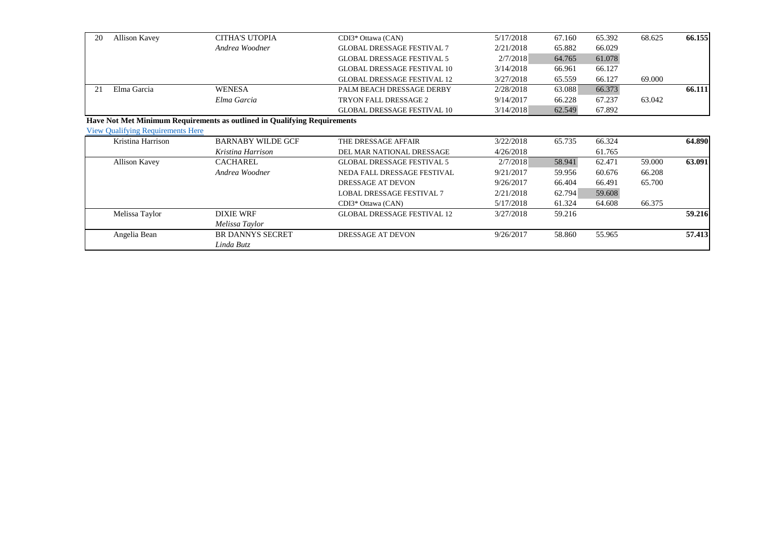| | | | | | | | | |
|---|---|---|---|---|---|---|---|---|
| 20 | Allison Kavey | CITHA'S UTOPIA | CDI3* Ottawa (CAN) | 5/17/2018 | 67.160 | 65.392 | 68.625 | **66.155** |
| | | *Andrea Woodner* | GLOBAL DRESSAGE FESTIVAL 7 | 2/21/2018 | 65.882 | 66.029 | | |
| | | | GLOBAL DRESSAGE FESTIVAL 5 | 2/7/2018 | 64.765 | 61.078 | | |
| | | | GLOBAL DRESSAGE FESTIVAL 10 | 3/14/2018 | 66.961 | 66.127 | | |
| | | | GLOBAL DRESSAGE FESTIVAL 12 | 3/27/2018 | 65.559 | 66.127 | 69.000 | |
| 21 | Elma Garcia | WENESA | PALM BEACH DRESSAGE DERBY | 2/28/2018 | 63.088 | 66.373 | | **66.111** |
| | | *Elma Garcia* | TRYON FALL DRESSAGE 2 | 9/14/2017 | 66.228 | 67.237 | 63.042 | |
| | | | GLOBAL DRESSAGE FESTIVAL 10 | 3/14/2018 | 62.549 | 67.892 | | |

**Have Not Met Minimum Requirements as outlined in Qualifying Requirements**

[View Qualifying Requirements Here]

| | | | | | | | |
|---|---|---|---|---|---|---|---|
| Kristina Harrison | BARNABY WILDE GCF | THE DRESSAGE AFFAIR | 3/22/2018 | 65.735 | 66.324 | | **64.890** |
| | *Kristina Harrison* | DEL MAR NATIONAL DRESSAGE | 4/26/2018 | | 61.765 | | |
| Allison Kavey | CACHAREL | GLOBAL DRESSAGE FESTIVAL 5 | 2/7/2018 | 58.941 | 62.471 | 59.000 | **63.091** |
| | *Andrea Woodner* | NEDA FALL DRESSAGE FESTIVAL | 9/21/2017 | 59.956 | 60.676 | 66.208 | |
| | | DRESSAGE AT DEVON | 9/26/2017 | 66.404 | 66.491 | 65.700 | |
| | | LOBAL DRESSAGE FESTIVAL 7 | 2/21/2018 | 62.794 | 59.608 | | |
| | | CDI3* Ottawa (CAN) | 5/17/2018 | 61.324 | 64.608 | 66.375 | |
| Melissa Taylor | DIXIE WRF | GLOBAL DRESSAGE FESTIVAL 12 | 3/27/2018 | 59.216 | | | **59.216** |
| | *Melissa Taylor* | | | | | | |
| Angelia Bean | BR DANNYS SECRET | DRESSAGE AT DEVON | 9/26/2017 | 58.860 | 55.965 | | **57.413** |
| | *Linda Butz* | | | | | | |